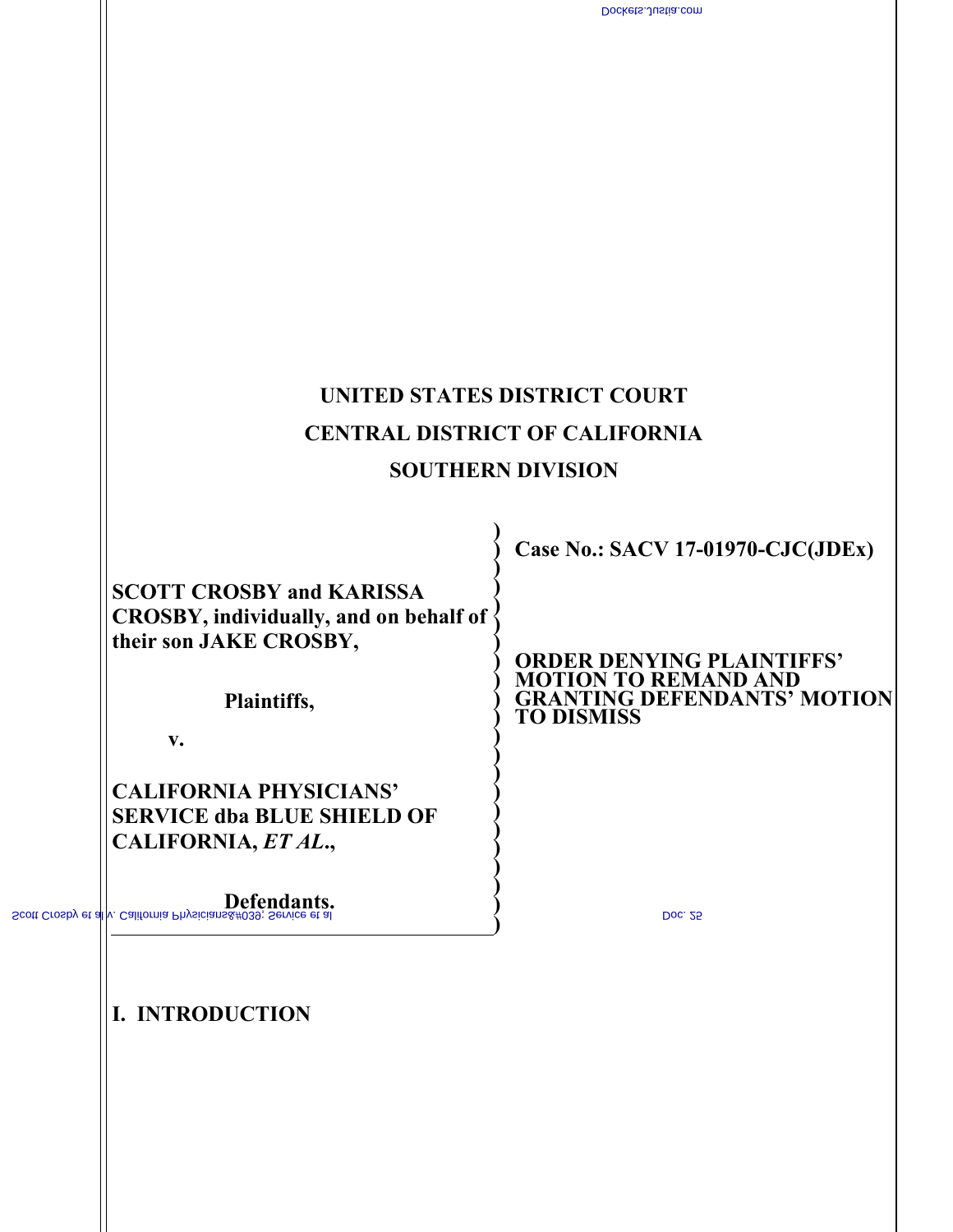# UNITED STATES DISTRICT COURT
# CENTRAL DISTRICT OF CALIFORNIA
# SOUTHERN DIVISION

| | |
|---|---|
| **SCOTT CROSBY and KARISSA CROSBY, individually, and on behalf of their son JAKE CROSBY,**<br><br>**Plaintiffs,**<br><br>**v.**<br><br>**CALIFORNIA PHYSICIANS' SERVICE dba BLUE SHIELD OF CALIFORNIA, *ET AL*.,**<br><br>**Defendants.** | **Case No.: SACV 17-01970-CJC(JDEx)**<br><br>**ORDER DENYING PLAINTIFFS' MOTION TO REMAND AND GRANTING DEFENDANTS' MOTION TO DISMISS** |

## I. INTRODUCTION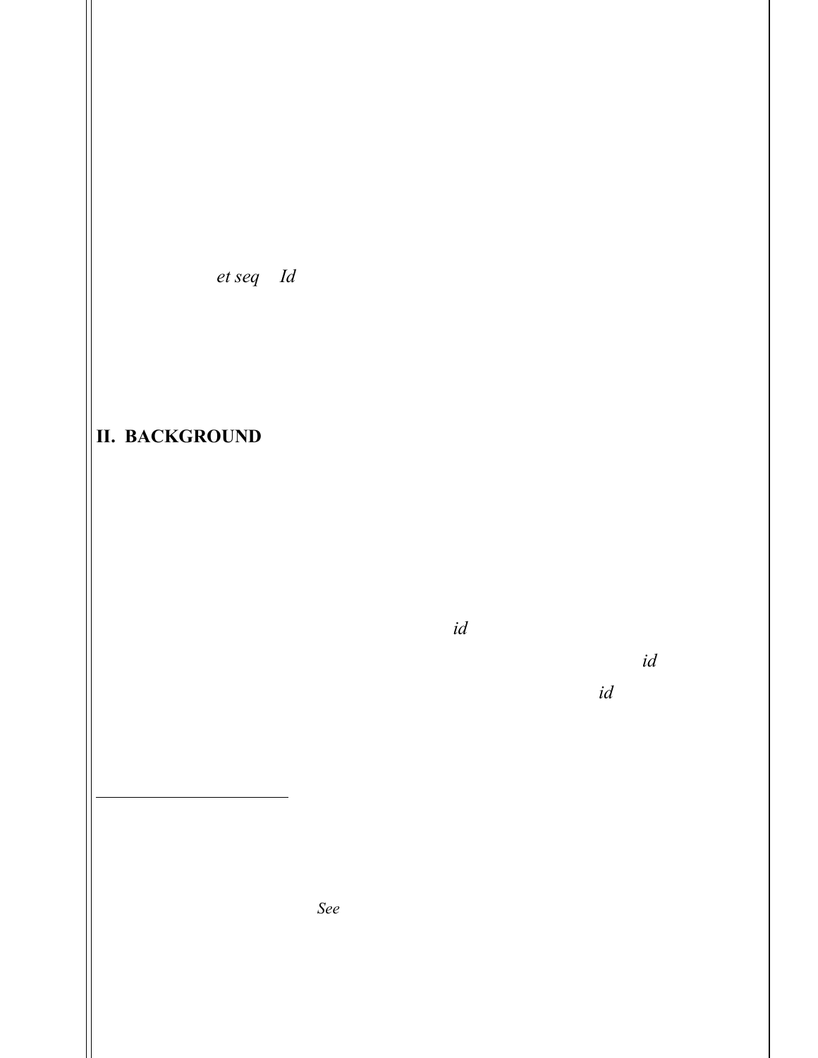*et seq* *Id*

## II. BACKGROUND

*id*

*id*

*id*

---

*See*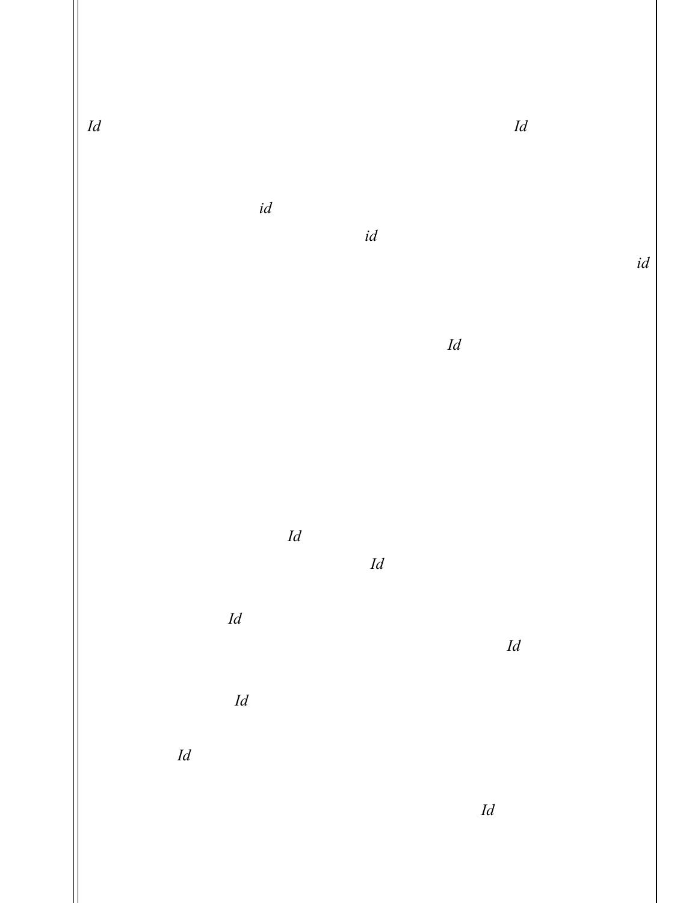*Id* *Id*

*id*

*id*

*id*

*Id*

*Id*

*Id*

*Id*

*Id*

*Id*

*Id*

*Id*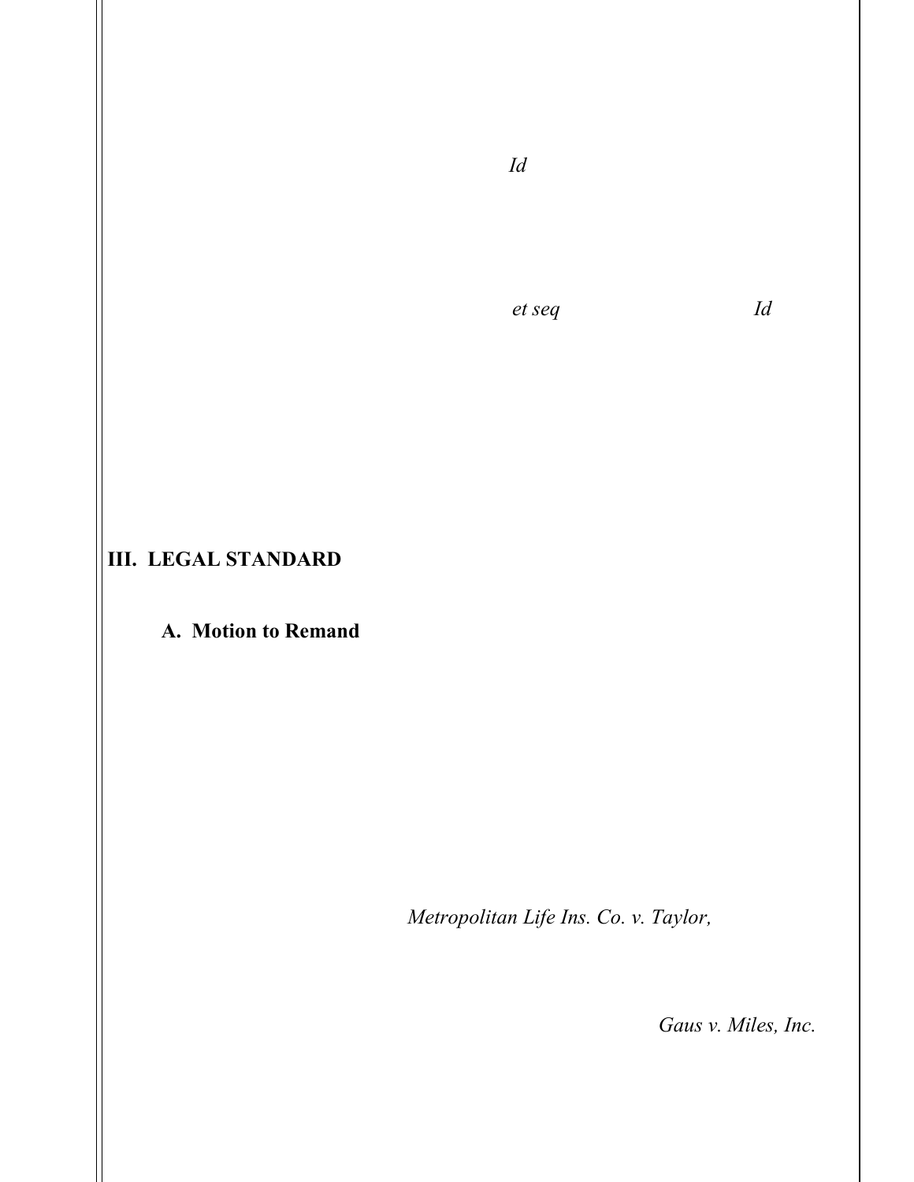*Id*

*et seq* *Id*

**III. LEGAL STANDARD**

**A. Motion to Remand**

*Metropolitan Life Ins. Co. v. Taylor,*

*Gaus v. Miles, Inc.*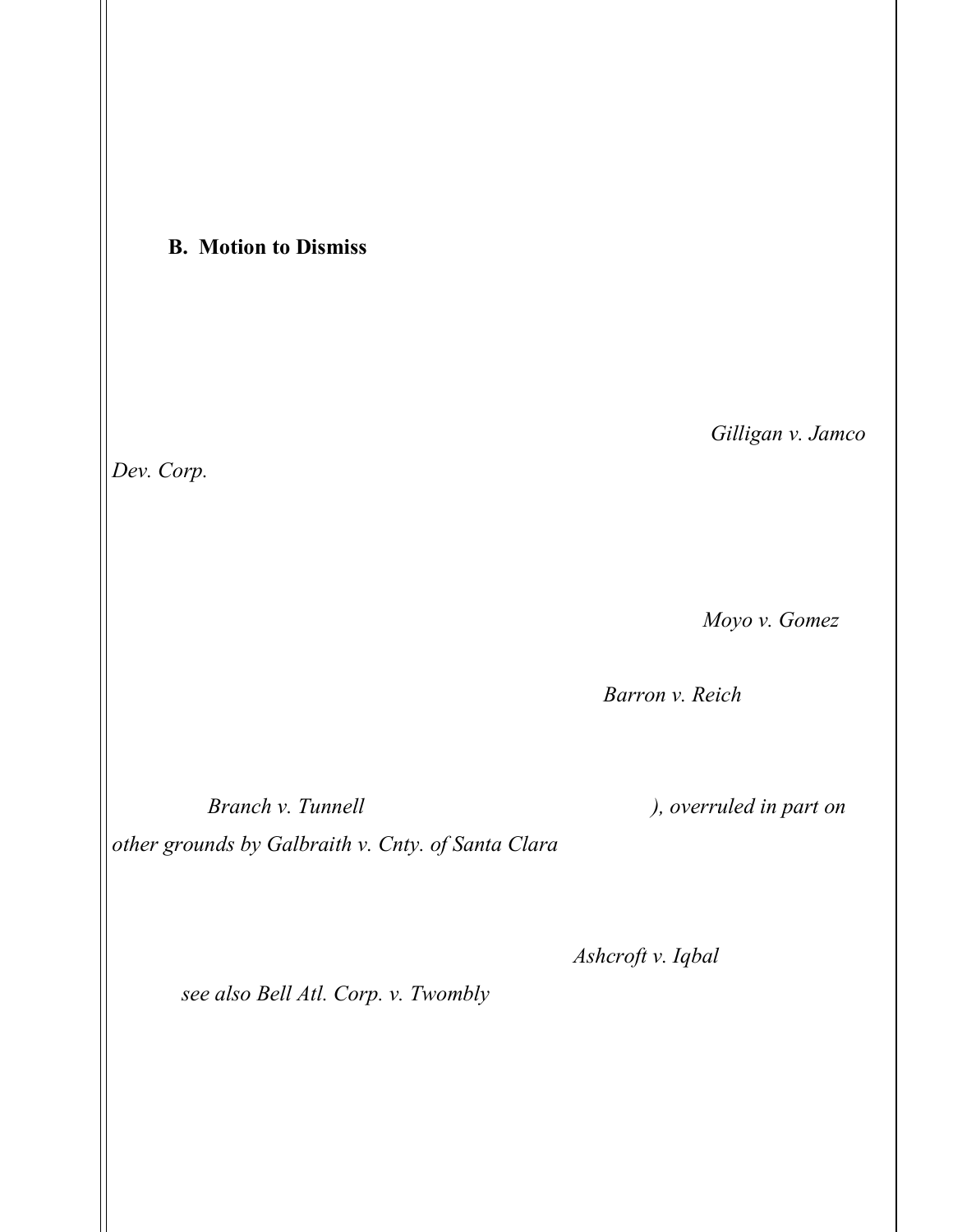**B. Motion to Dismiss**

*Gilligan v. Jamco Dev. Corp.*

*Moyo v. Gomez*

*Barron v. Reich*

*Branch v. Tunnell* *), overruled in part on other grounds by Galbraith v. Cnty. of Santa Clara*

*Ashcroft v. Iqbal*

*see also Bell Atl. Corp. v. Twombly*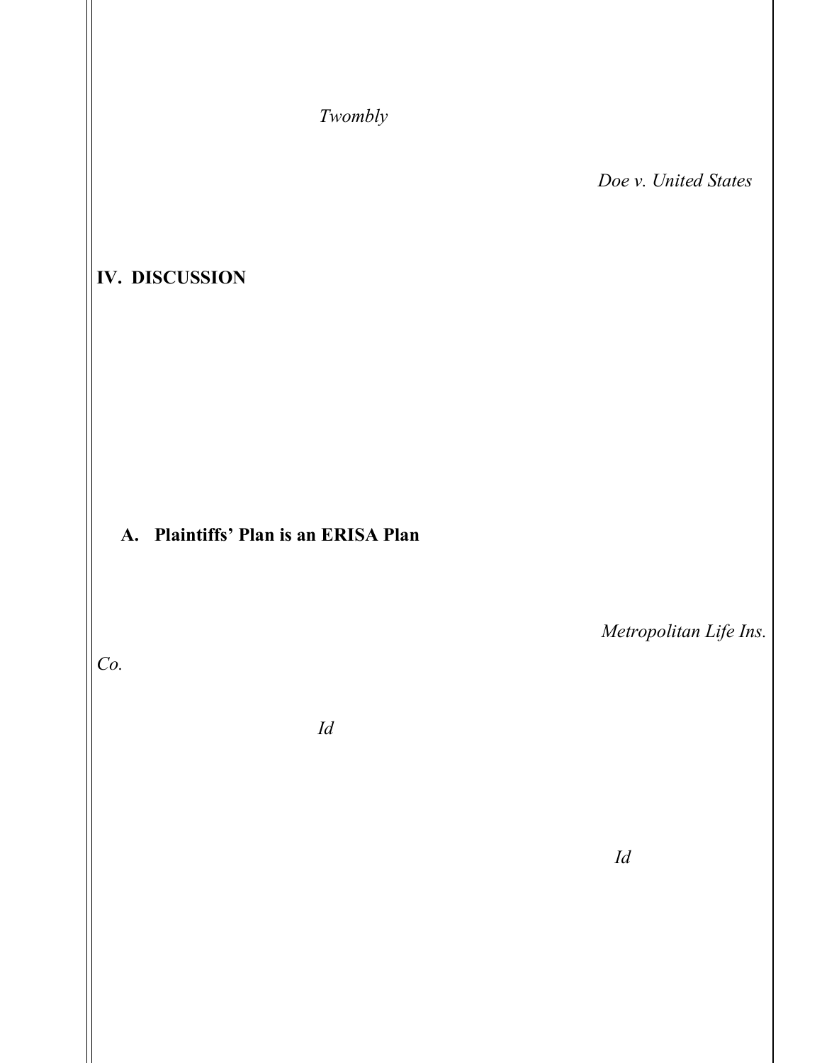*Twombly*

*Doe v. United States*

## IV. DISCUSSION

### A. Plaintiffs' Plan is an ERISA Plan

*Metropolitan Life Ins. Co.*

*Id*

*Id*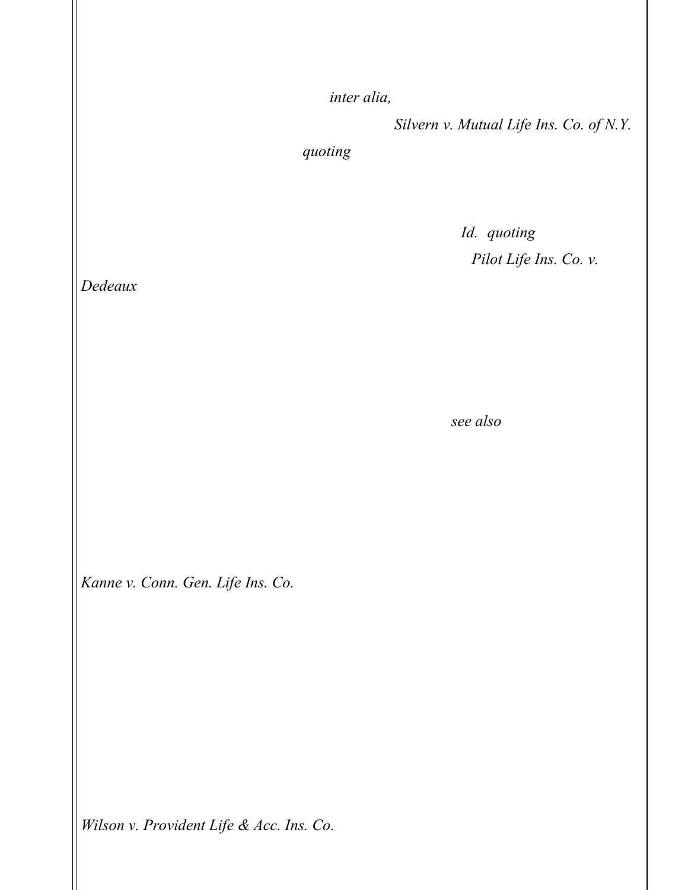*inter alia,*

*Silvern v. Mutual Life Ins. Co. of N.Y.*

*quoting*

*Id.* *quoting*

*Pilot Life Ins. Co. v.*

*Dedeaux*

*see also*

*Kanne v. Conn. Gen. Life Ins. Co.*

*Wilson v. Provident Life & Acc. Ins. Co.*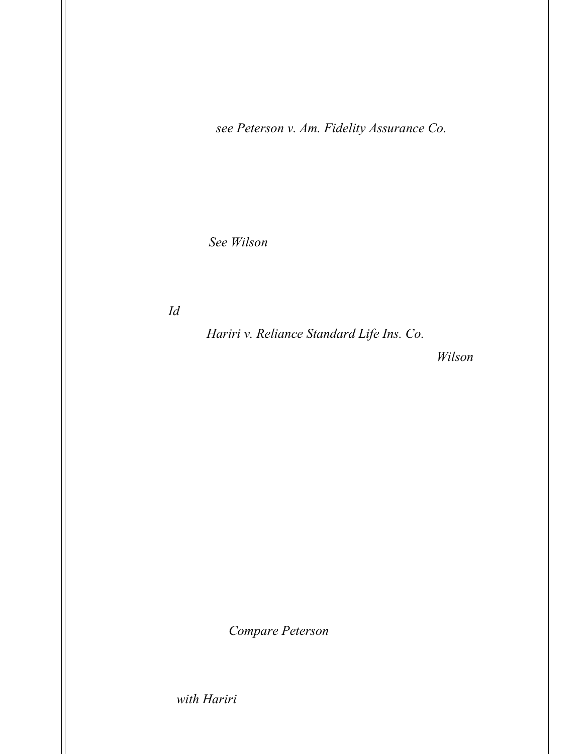*see Peterson v. Am. Fidelity Assurance Co.*

*See Wilson*

*Id*

*Hariri v. Reliance Standard Life Ins. Co.*

*Wilson*

*Compare Peterson*

*with Hariri*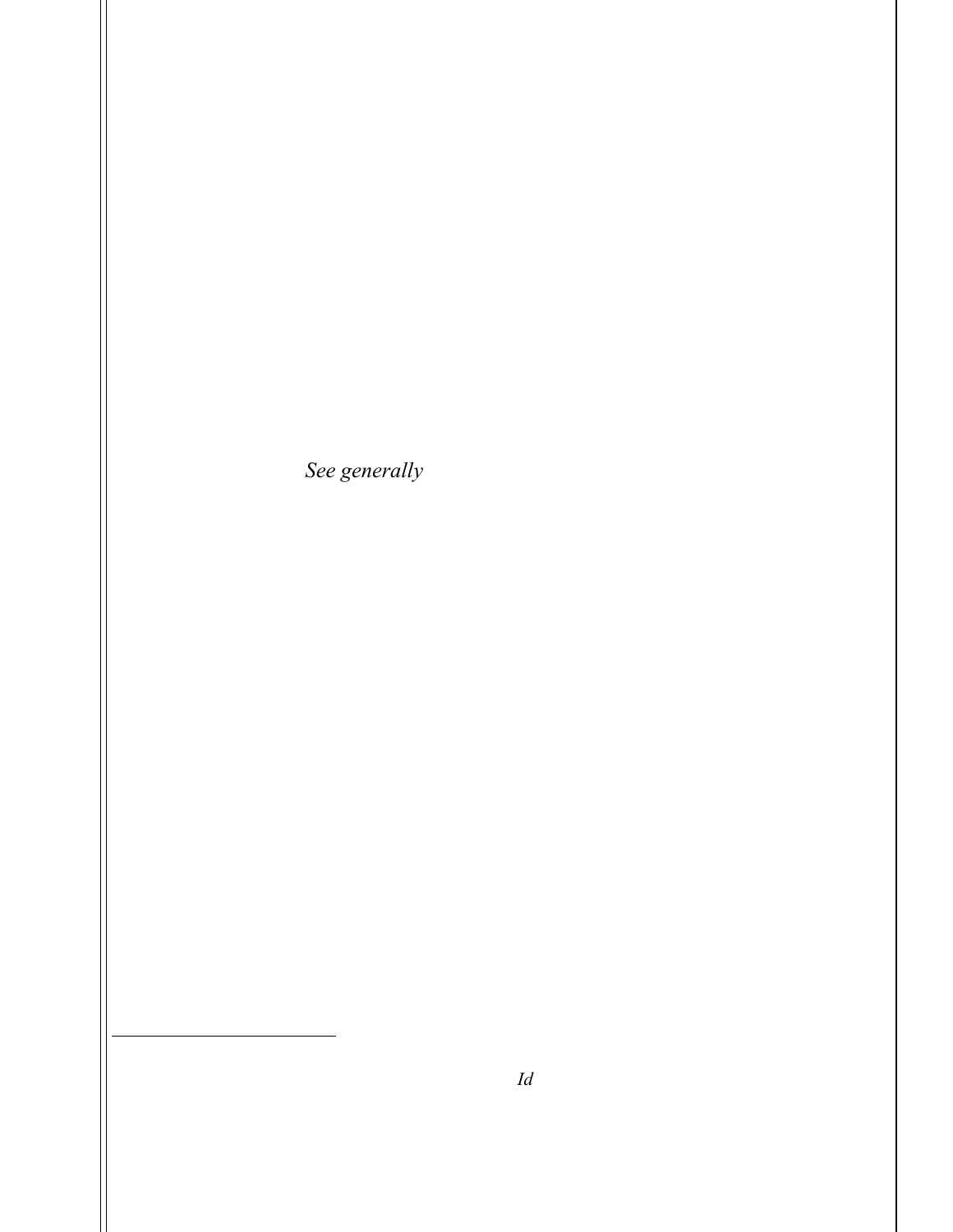*See generally*

*Id*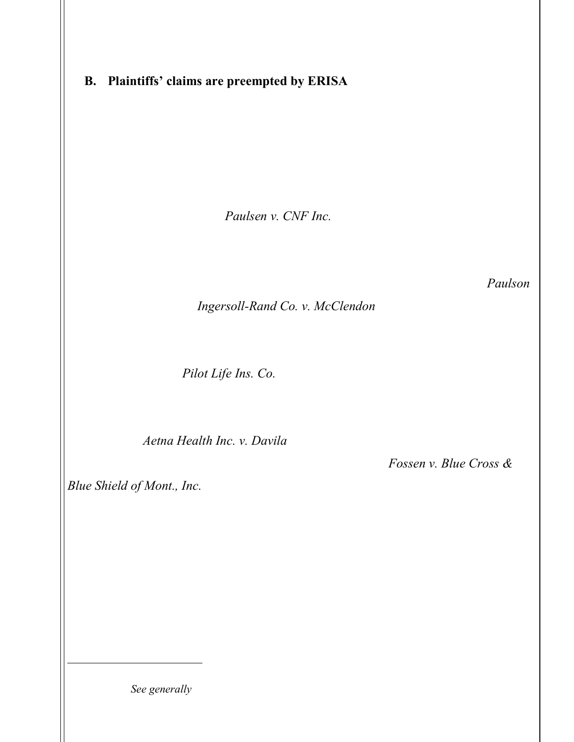## B. Plaintiffs' claims are preempted by ERISA

*Paulsen v. CNF Inc.*

*Paulson*

*Ingersoll-Rand Co. v. McClendon*

*Pilot Life Ins. Co.*

*Aetna Health Inc. v. Davila*

*Fossen v. Blue Cross & Blue Shield of Mont., Inc.*

---

*See generally*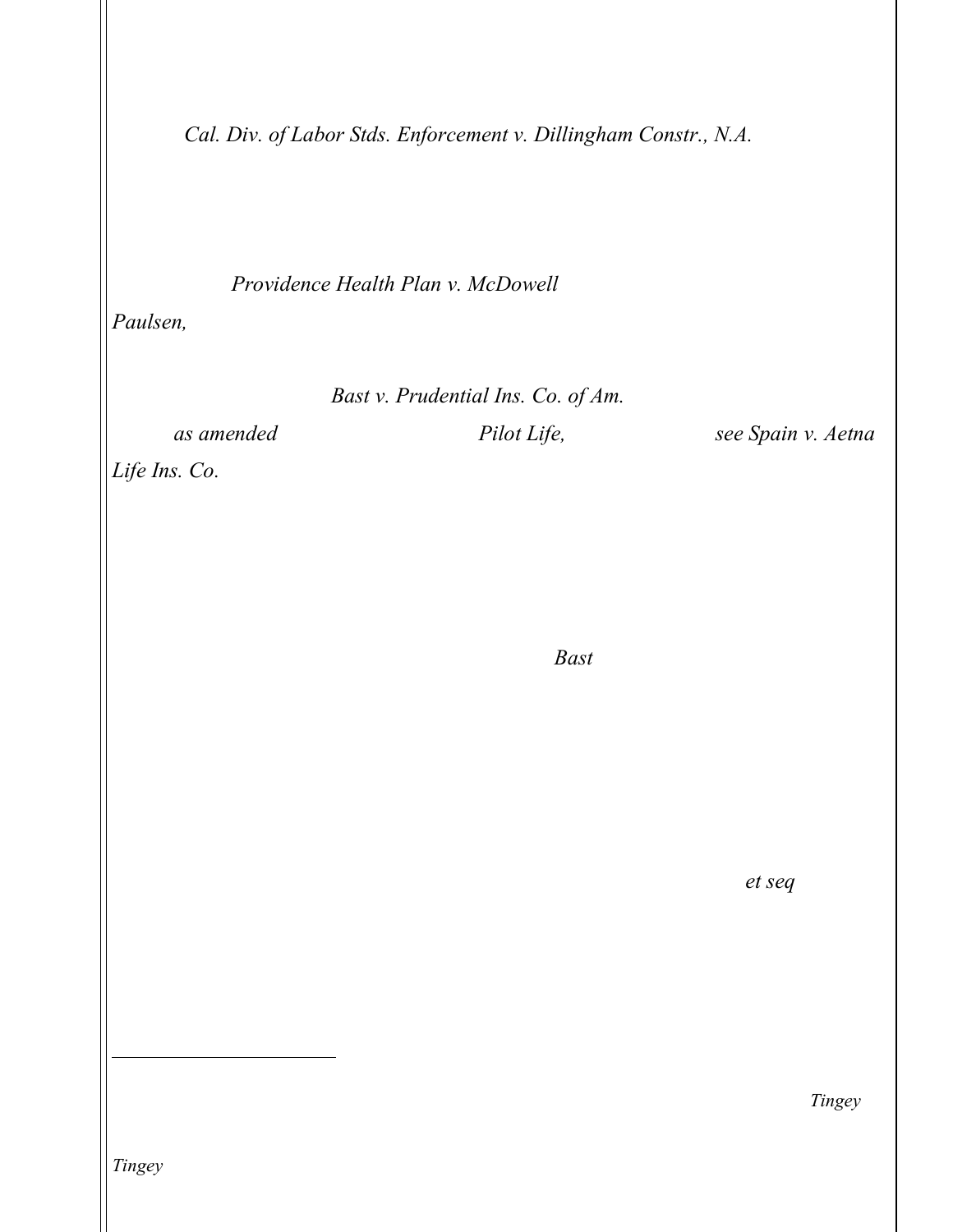*Cal. Div. of Labor Stds. Enforcement v. Dillingham Constr., N.A.*

*Providence Health Plan v. McDowell*

*Paulsen,*

*Bast v. Prudential Ins. Co. of Am.*

*as amended* *Pilot Life,* *see Spain v. Aetna Life Ins. Co.*

*Bast*

*et seq*

---

*Tingey*

*Tingey*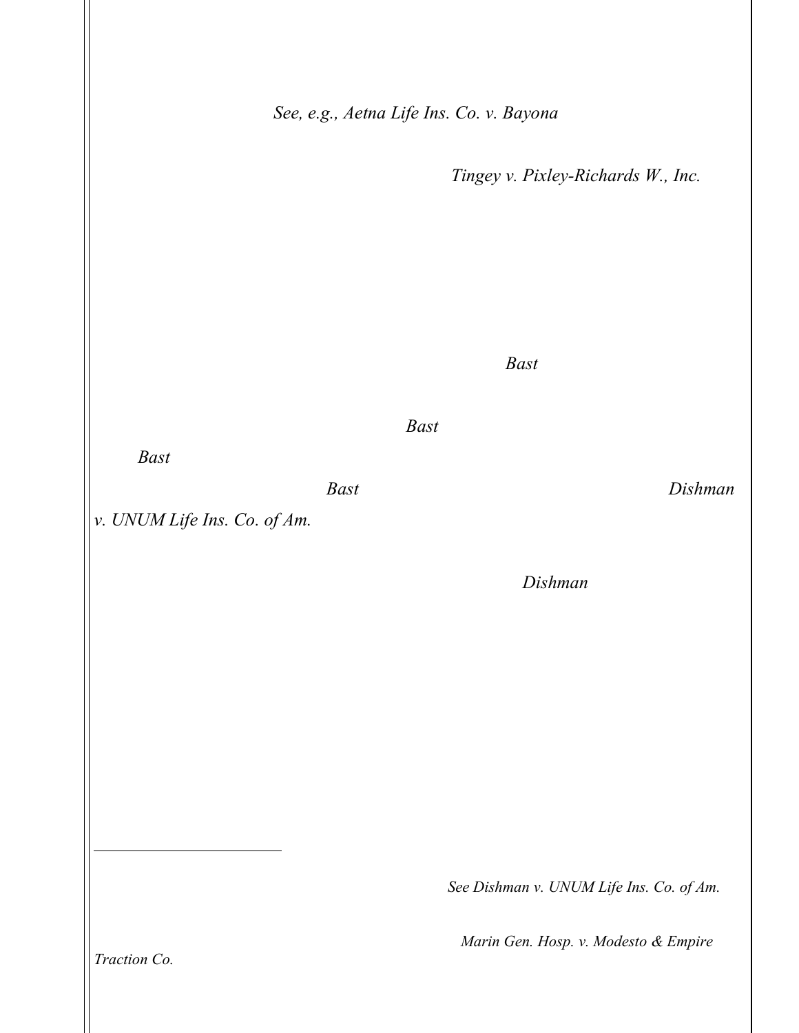*See, e.g., Aetna Life Ins. Co. v. Bayona*

*Tingey v. Pixley-Richards W., Inc.*

*Bast*

*Bast*

*Bast*

*Bast* *Dishman v. UNUM Life Ins. Co. of Am.*

*Dishman*

---

*See Dishman v. UNUM Life Ins. Co. of Am.*

*Marin Gen. Hosp. v. Modesto & Empire Traction Co.*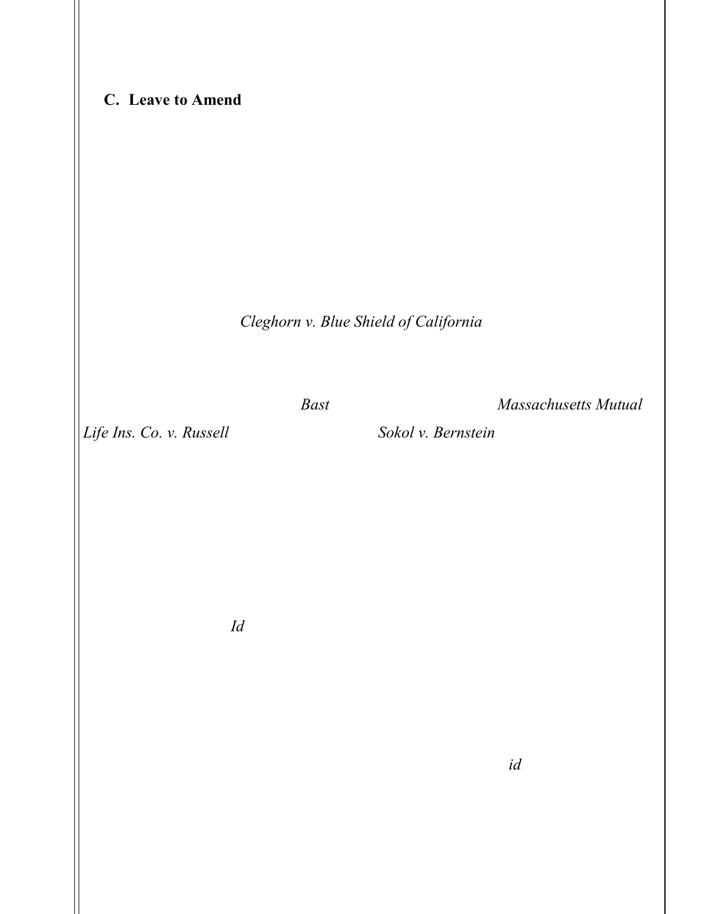**C. Leave to Amend**

*Cleghorn v. Blue Shield of California*

*Bast* *Massachusetts Mutual Life Ins. Co. v. Russell* *Sokol v. Bernstein*

*Id*

*id*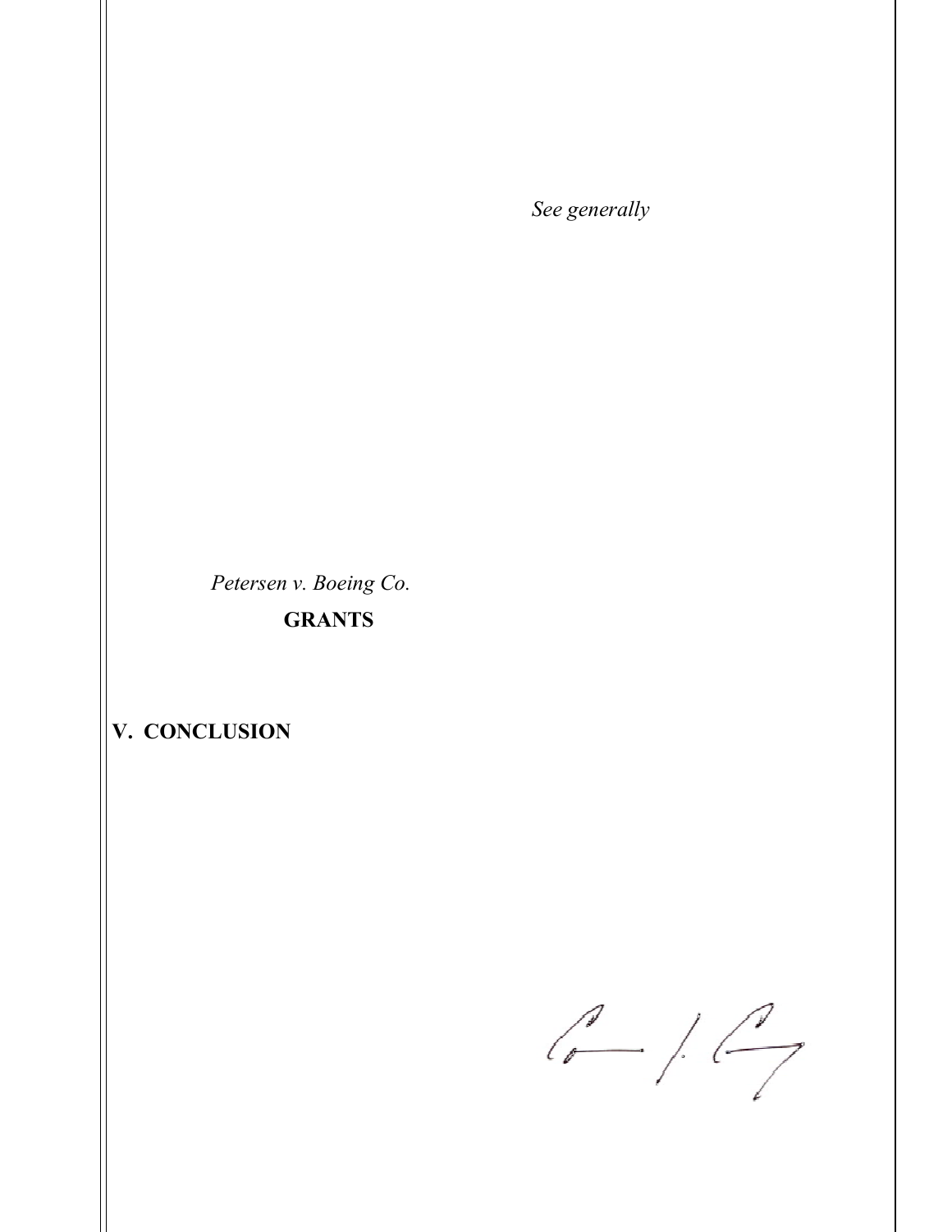*See generally*

*Petersen v. Boeing Co.*

**GRANTS**

**V. CONCLUSION**